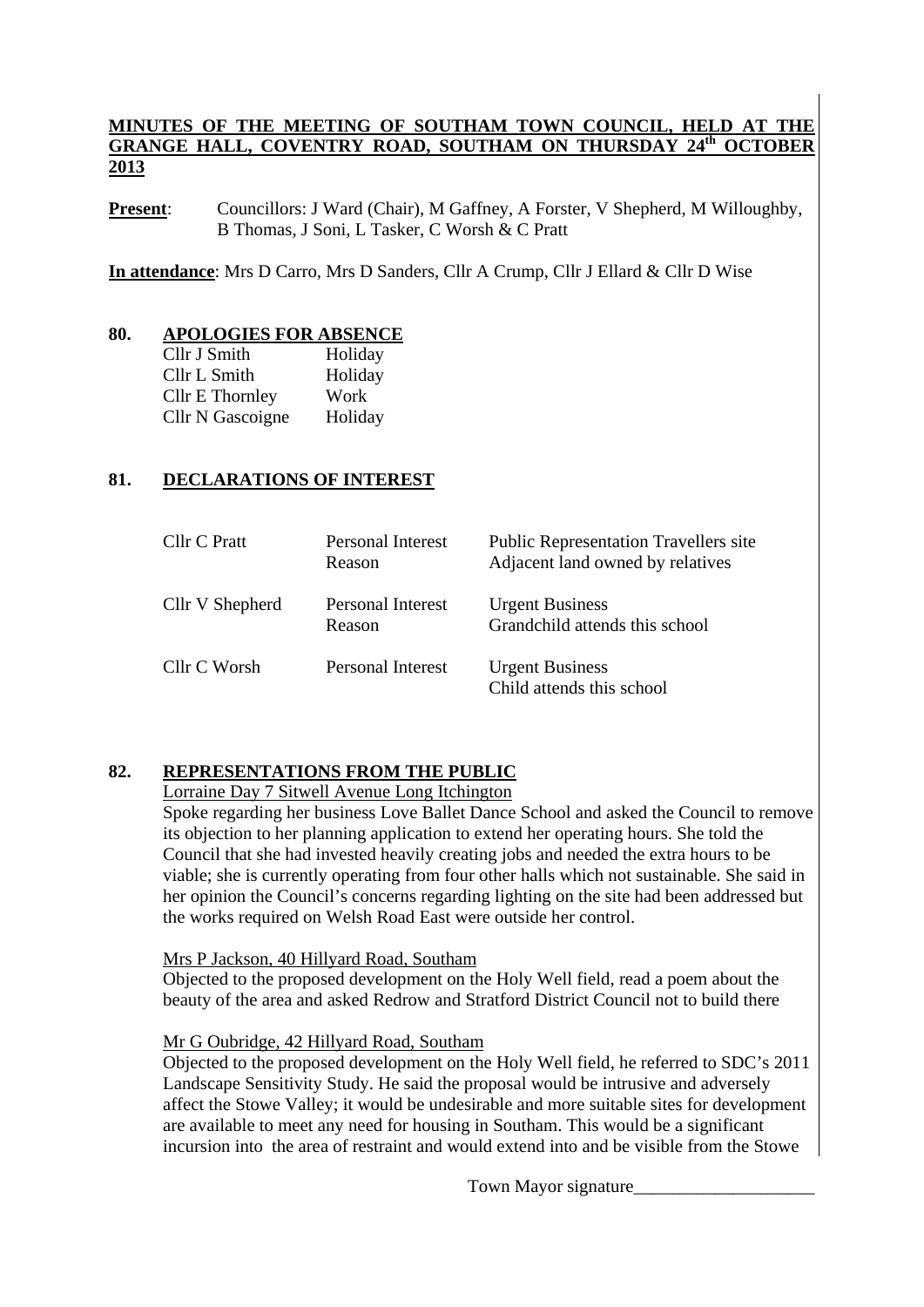**MINUTES OF THE MEETING OF SOUTHAM TOWN COUNCIL, HELD AT THE GRANGE HALL, COVENTRY ROAD, SOUTHAM ON THURSDAY 24th OCTOBER 2013**

**Present**: Councillors: J Ward (Chair), M Gaffney, A Forster, V Shepherd, M Willoughby, B Thomas, J Soni, L Tasker, C Worsh & C Pratt

**In attendance**: Mrs D Carro, Mrs D Sanders, Cllr A Crump, Cllr J Ellard & Cllr D Wise

## 80. APOLOGIES FOR ABSENCE

| | |
|---|---|
| Cllr J Smith | Holiday |
| Cllr L Smith | Holiday |
| Cllr E Thornley | Work |
| Cllr N Gascoigne | Holiday |

## 81. DECLARATIONS OF INTEREST

| | | |
|---|---|---|
| Cllr C Pratt | Personal Interest<br>Reason | Public Representation Travellers site<br>Adjacent land owned by relatives |
| Cllr V Shepherd | Personal Interest<br>Reason | Urgent Business<br>Grandchild attends this school |
| Cllr C Worsh | Personal Interest | Urgent Business<br>Child attends this school |

## 82. REPRESENTATIONS FROM THE PUBLIC

Lorraine Day 7 Sitwell Avenue Long Itchington

Spoke regarding her business Love Ballet Dance School and asked the Council to remove its objection to her planning application to extend her operating hours. She told the Council that she had invested heavily creating jobs and needed the extra hours to be viable; she is currently operating from four other halls which not sustainable. She said in her opinion the Council's concerns regarding lighting on the site had been addressed but the works required on Welsh Road East were outside her control.

Mrs P Jackson, 40 Hillyard Road, Southam

Objected to the proposed development on the Holy Well field, read a poem about the beauty of the area and asked Redrow and Stratford District Council not to build there

Mr G Oubridge, 42 Hillyard Road, Southam

Objected to the proposed development on the Holy Well field, he referred to SDC's 2011 Landscape Sensitivity Study. He said the proposal would be intrusive and adversely affect the Stowe Valley; it would be undesirable and more suitable sites for development are available to meet any need for housing in Southam. This would be a significant incursion into the area of restraint and would extend into and be visible from the Stowe

Town Mayor signature____________________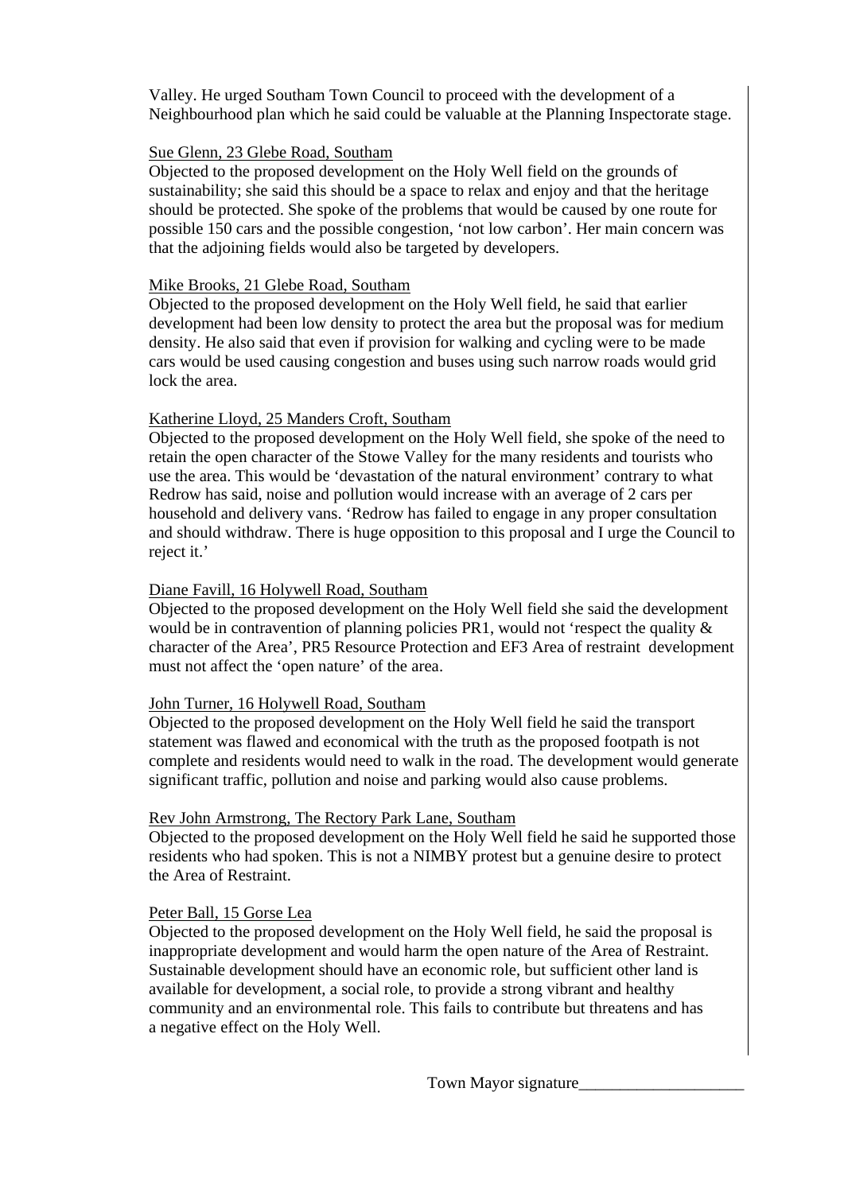Valley. He urged Southam Town Council to proceed with the development of a Neighbourhood plan which he said could be valuable at the Planning Inspectorate stage.

<u>Sue Glenn, 23 Glebe Road, Southam</u>
Objected to the proposed development on the Holy Well field on the grounds of sustainability; she said this should be a space to relax and enjoy and that the heritage should be protected. She spoke of the problems that would be caused by one route for possible 150 cars and the possible congestion, 'not low carbon'. Her main concern was that the adjoining fields would also be targeted by developers.

<u>Mike Brooks, 21 Glebe Road, Southam</u>
Objected to the proposed development on the Holy Well field, he said that earlier development had been low density to protect the area but the proposal was for medium density. He also said that even if provision for walking and cycling were to be made cars would be used causing congestion and buses using such narrow roads would grid lock the area.

<u>Katherine Lloyd, 25 Manders Croft, Southam</u>
Objected to the proposed development on the Holy Well field, she spoke of the need to retain the open character of the Stowe Valley for the many residents and tourists who use the area. This would be 'devastation of the natural environment' contrary to what Redrow has said, noise and pollution would increase with an average of 2 cars per household and delivery vans. 'Redrow has failed to engage in any proper consultation and should withdraw. There is huge opposition to this proposal and I urge the Council to reject it.'

<u>Diane Favill, 16 Holywell Road, Southam</u>
Objected to the proposed development on the Holy Well field she said the development would be in contravention of planning policies PR1, would not 'respect the quality & character of the Area', PR5 Resource Protection and EF3 Area of restraint development must not affect the 'open nature' of the area.

<u>John Turner, 16 Holywell Road, Southam</u>
Objected to the proposed development on the Holy Well field he said the transport statement was flawed and economical with the truth as the proposed footpath is not complete and residents would need to walk in the road. The development would generate significant traffic, pollution and noise and parking would also cause problems.

<u>Rev John Armstrong, The Rectory Park Lane, Southam</u>
Objected to the proposed development on the Holy Well field he said he supported those residents who had spoken. This is not a NIMBY protest but a genuine desire to protect the Area of Restraint.

<u>Peter Ball, 15 Gorse Lea</u>
Objected to the proposed development on the Holy Well field, he said the proposal is inappropriate development and would harm the open nature of the Area of Restraint. Sustainable development should have an economic role, but sufficient other land is available for development, a social role, to provide a strong vibrant and healthy community and an environmental role. This fails to contribute but threatens and has a negative effect on the Holy Well.

Town Mayor signature____________________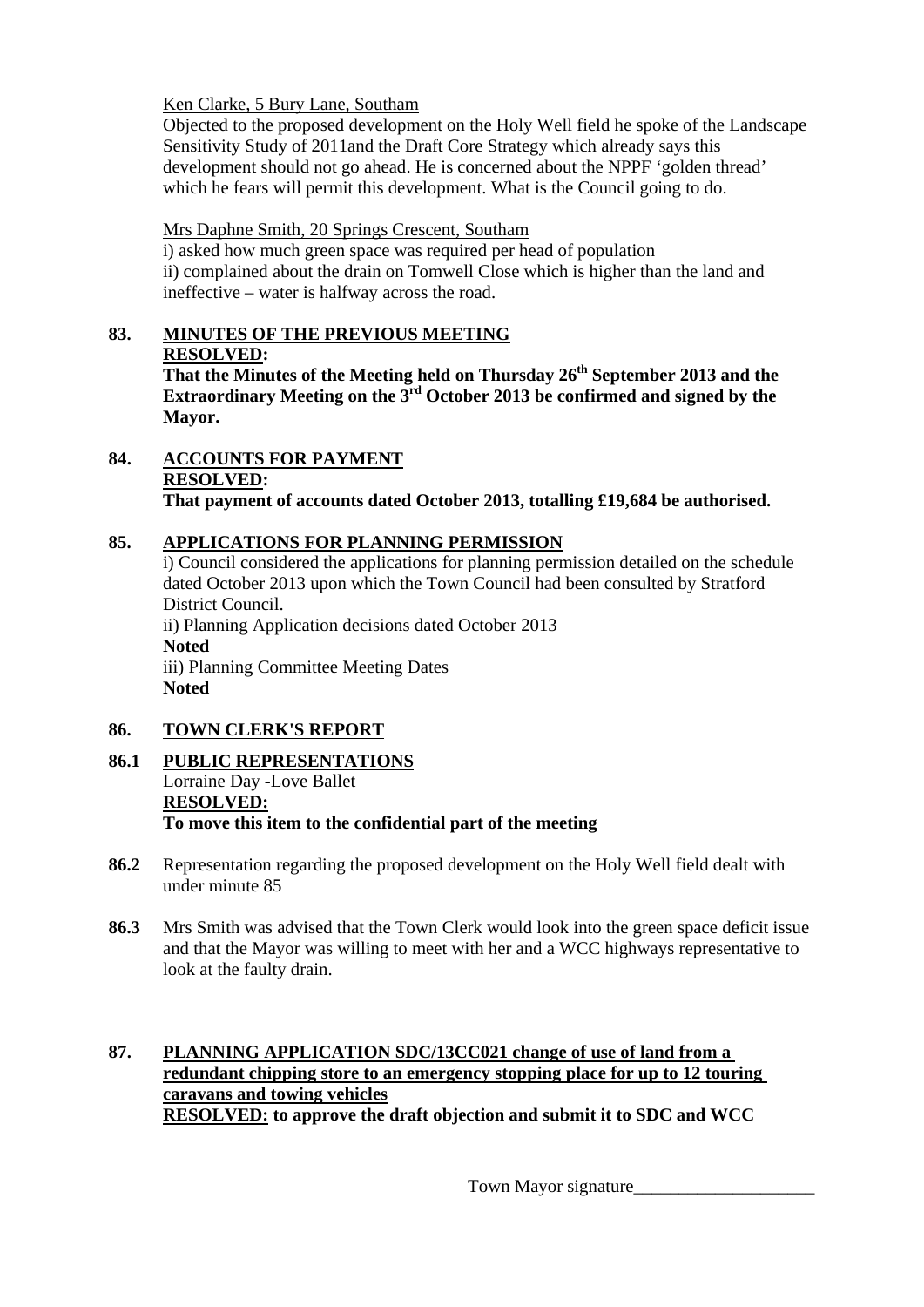Ken Clarke, 5 Bury Lane, Southam

Objected to the proposed development on the Holy Well field he spoke of the Landscape Sensitivity Study of 2011and the Draft Core Strategy which already says this development should not go ahead. He is concerned about the NPPF 'golden thread' which he fears will permit this development. What is the Council going to do.

Mrs Daphne Smith, 20 Springs Crescent, Southam

i) asked how much green space was required per head of population
ii) complained about the drain on Tomwell Close which is higher than the land and ineffective – water is halfway across the road.

**83. MINUTES OF THE PREVIOUS MEETING**

**RESOLVED:**

**That the Minutes of the Meeting held on Thursday 26th September 2013 and the Extraordinary Meeting on the 3rd October 2013 be confirmed and signed by the Mayor.**

**84. ACCOUNTS FOR PAYMENT**

**RESOLVED:**

**That payment of accounts dated October 2013, totalling £19,684 be authorised.**

**85. APPLICATIONS FOR PLANNING PERMISSION**

i) Council considered the applications for planning permission detailed on the schedule dated October 2013 upon which the Town Council had been consulted by Stratford District Council.
ii) Planning Application decisions dated October 2013
**Noted**
iii) Planning Committee Meeting Dates
**Noted**

**86. TOWN CLERK'S REPORT**

**86.1 PUBLIC REPRESENTATIONS**

Lorraine Day -Love Ballet

**RESOLVED:**

**To move this item to the confidential part of the meeting**

**86.2** Representation regarding the proposed development on the Holy Well field dealt with under minute 85

**86.3** Mrs Smith was advised that the Town Clerk would look into the green space deficit issue and that the Mayor was willing to meet with her and a WCC highways representative to look at the faulty drain.

**87. PLANNING APPLICATION SDC/13CC021 change of use of land from a redundant chipping store to an emergency stopping place for up to 12 touring caravans and towing vehicles**

**RESOLVED: to approve the draft objection and submit it to SDC and WCC**

Town Mayor signature____________________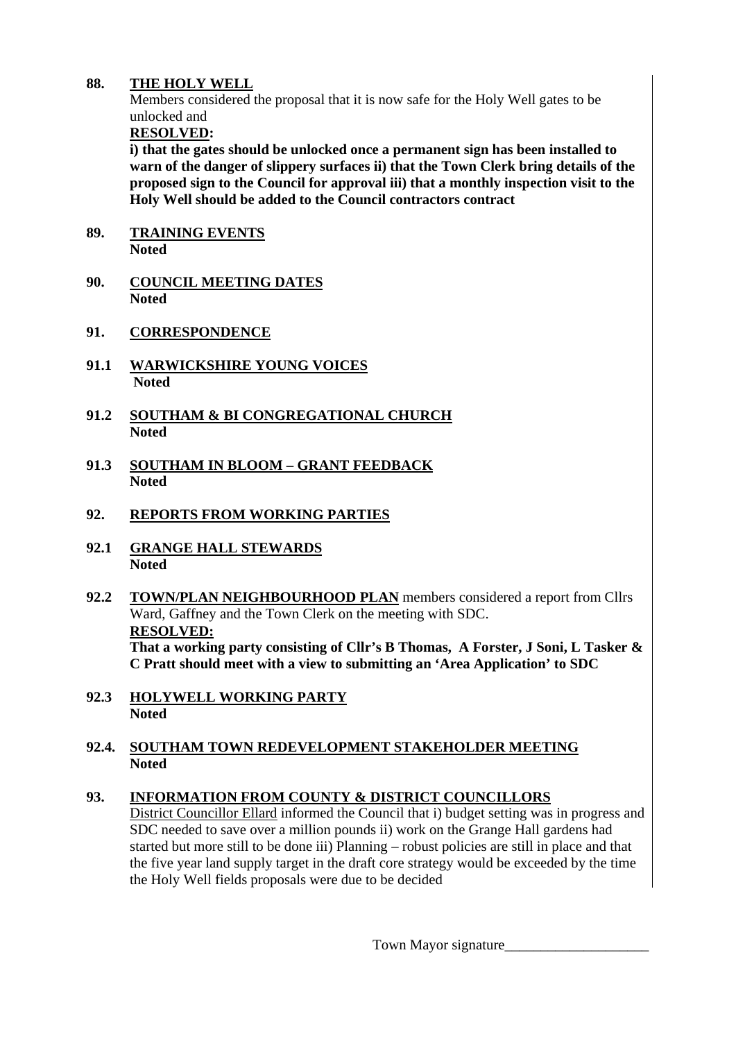**88. <u>THE HOLY WELL</u>**

Members considered the proposal that it is now safe for the Holy Well gates to be unlocked and

**<u>RESOLVED</u>:**

**i) that the gates should be unlocked once a permanent sign has been installed to warn of the danger of slippery surfaces ii) that the Town Clerk bring details of the proposed sign to the Council for approval iii) that a monthly inspection visit to the Holy Well should be added to the Council contractors contract**

**89. <u>TRAINING EVENTS</u>**

**Noted**

**90. <u>COUNCIL MEETING DATES</u>**

**Noted**

**91. <u>CORRESPONDENCE</u>**

**91.1 <u>WARWICKSHIRE YOUNG VOICES</u>**

**Noted**

**91.2 <u>SOUTHAM & BI CONGREGATIONAL CHURCH</u>**

**Noted**

**91.3 <u>SOUTHAM IN BLOOM – GRANT FEEDBACK</u>**

**Noted**

**92. <u>REPORTS FROM WORKING PARTIES</u>**

**92.1 <u>GRANGE HALL STEWARDS</u>**

**Noted**

**92.2 <u>TOWN/PLAN NEIGHBOURHOOD PLAN</u>** members considered a report from Cllrs Ward, Gaffney and the Town Clerk on the meeting with SDC.

**<u>RESOLVED:</u>**

**That a working party consisting of Cllr's B Thomas, A Forster, J Soni, L Tasker & C Pratt should meet with a view to submitting an 'Area Application' to SDC**

**92.3 <u>HOLYWELL WORKING PARTY</u>**

**Noted**

**92.4. <u>SOUTHAM TOWN REDEVELOPMENT STAKEHOLDER MEETING</u>**

**Noted**

**93. <u>INFORMATION FROM COUNTY & DISTRICT COUNCILLORS</u>**

<u>District Councillor Ellard</u> informed the Council that i) budget setting was in progress and SDC needed to save over a million pounds ii) work on the Grange Hall gardens had started but more still to be done iii) Planning – robust policies are still in place and that the five year land supply target in the draft core strategy would be exceeded by the time the Holy Well fields proposals were due to be decided

Town Mayor signature____________________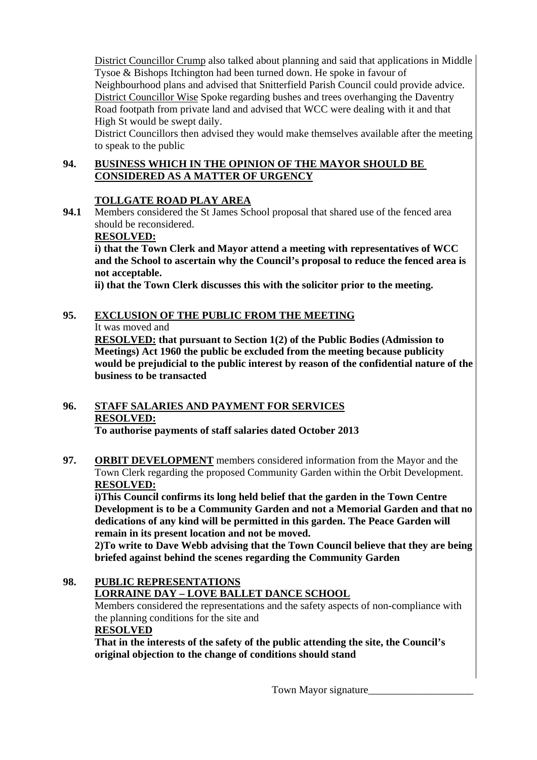District Councillor Crump also talked about planning and said that applications in Middle Tysoe & Bishops Itchington had been turned down. He spoke in favour of Neighbourhood plans and advised that Snitterfield Parish Council could provide advice.
District Councillor Wise Spoke regarding bushes and trees overhanging the Daventry Road footpath from private land and advised that WCC were dealing with it and that High St would be swept daily.
District Councillors then advised they would make themselves available after the meeting to speak to the public

**94. BUSINESS WHICH IN THE OPINION OF THE MAYOR SHOULD BE CONSIDERED AS A MATTER OF URGENCY**

**TOLLGATE ROAD PLAY AREA**

**94.1** Members considered the St James School proposal that shared use of the fenced area should be reconsidered.

**RESOLVED:**

**i) that the Town Clerk and Mayor attend a meeting with representatives of WCC and the School to ascertain why the Council's proposal to reduce the fenced area is not acceptable.**

**ii) that the Town Clerk discusses this with the solicitor prior to the meeting.**

**95. EXCLUSION OF THE PUBLIC FROM THE MEETING**

It was moved and

**RESOLVED: that pursuant to Section 1(2) of the Public Bodies (Admission to Meetings) Act 1960 the public be excluded from the meeting because publicity would be prejudicial to the public interest by reason of the confidential nature of the business to be transacted**

**96. STAFF SALARIES AND PAYMENT FOR SERVICES**

**RESOLVED:**

**To authorise payments of staff salaries dated October 2013**

**97. ORBIT DEVELOPMENT** members considered information from the Mayor and the Town Clerk regarding the proposed Community Garden within the Orbit Development.

**RESOLVED:**

**i)This Council confirms its long held belief that the garden in the Town Centre Development is to be a Community Garden and not a Memorial Garden and that no dedications of any kind will be permitted in this garden. The Peace Garden will remain in its present location and not be moved.**

**2)To write to Dave Webb advising that the Town Council believe that they are being briefed against behind the scenes regarding the Community Garden**

**98. PUBLIC REPRESENTATIONS**

**LORRAINE DAY – LOVE BALLET DANCE SCHOOL**

Members considered the representations and the safety aspects of non-compliance with the planning conditions for the site and

**RESOLVED**

**That in the interests of the safety of the public attending the site, the Council's original objection to the change of conditions should stand**

Town Mayor signature____________________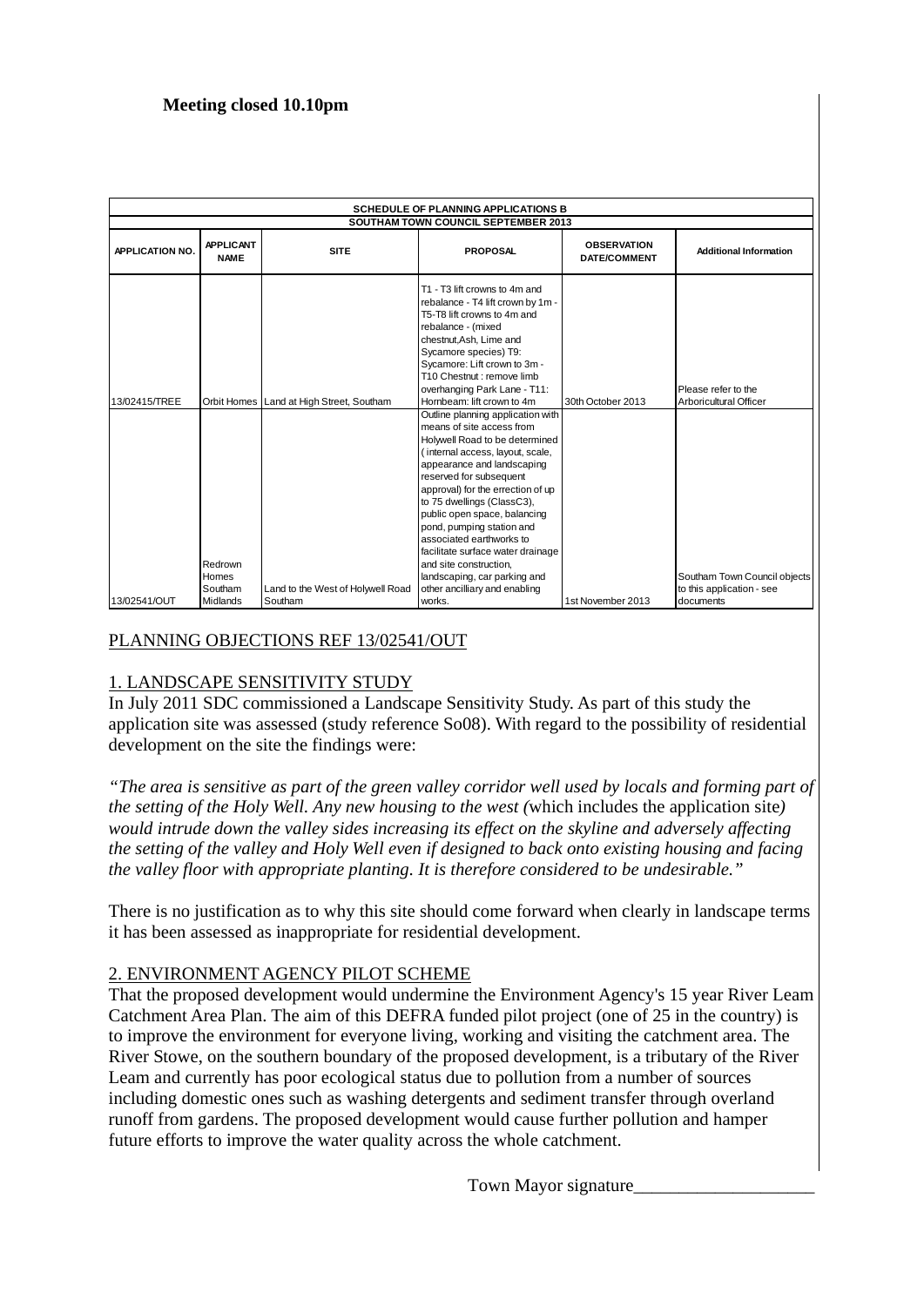**Meeting closed 10.10pm**

| SCHEDULE OF PLANNING APPLICATIONS B SOUTHAM TOWN COUNCIL SEPTEMBER 2013 | | | | | |
|---|---|---|---|---|---|
| **APPLICATION NO.** | **APPLICANT NAME** | **SITE** | **PROPOSAL** | **OBSERVATION DATE/COMMENT** | **Additional Information** |
| 13/02415/TREE | Orbit Homes | Land at High Street, Southam | T1 - T3 lift crowns to 4m and rebalance - T4 lift crown by 1m - T5-T8 lift crowns to 4m and rebalance - (mixed chestnut,Ash, Lime and Sycamore species) T9: Sycamore: Lift crown to 3m - T10 Chestnut : remove limb overhanging Park Lane - T11: Hornbeam: lift crown to 4m | 30th October 2013 | Please refer to the Arboricultural Officer |
| 13/02541/OUT | Redrown Homes Southam Midlands | Land to the West of Holywell Road Southam | Outline planning application with means of site access from Holywell Road to be determined ( internal access, layout, scale, appearance and landscaping reserved for subsequent approval) for the errection of up to 75 dwellings (ClassC3), public open space, balancing pond, pumping station and associated earthworks to facilitate surface water drainage and site construction, landscaping, car parking and other ancilliary and enabling works. | 1st November 2013 | Southam Town Council objects to this application - see documents |

PLANNING OBJECTIONS REF 13/02541/OUT

1. LANDSCAPE SENSITIVITY STUDY

In July 2011 SDC commissioned a Landscape Sensitivity Study. As part of this study the application site was assessed (study reference So08). With regard to the possibility of residential development on the site the findings were:

*"The area is sensitive as part of the green valley corridor well used by locals and forming part of the setting of the Holy Well. Any new housing to the west (*which includes the application site*) would intrude down the valley sides increasing its effect on the skyline and adversely affecting the setting of the valley and Holy Well even if designed to back onto existing housing and facing the valley floor with appropriate planting. It is therefore considered to be undesirable."*

There is no justification as to why this site should come forward when clearly in landscape terms it has been assessed as inappropriate for residential development.

2. ENVIRONMENT AGENCY PILOT SCHEME

That the proposed development would undermine the Environment Agency's 15 year River Leam Catchment Area Plan. The aim of this DEFRA funded pilot project (one of 25 in the country) is to improve the environment for everyone living, working and visiting the catchment area. The River Stowe, on the southern boundary of the proposed development, is a tributary of the River Leam and currently has poor ecological status due to pollution from a number of sources including domestic ones such as washing detergents and sediment transfer through overland runoff from gardens. The proposed development would cause further pollution and hamper future efforts to improve the water quality across the whole catchment.

Town Mayor signature____________________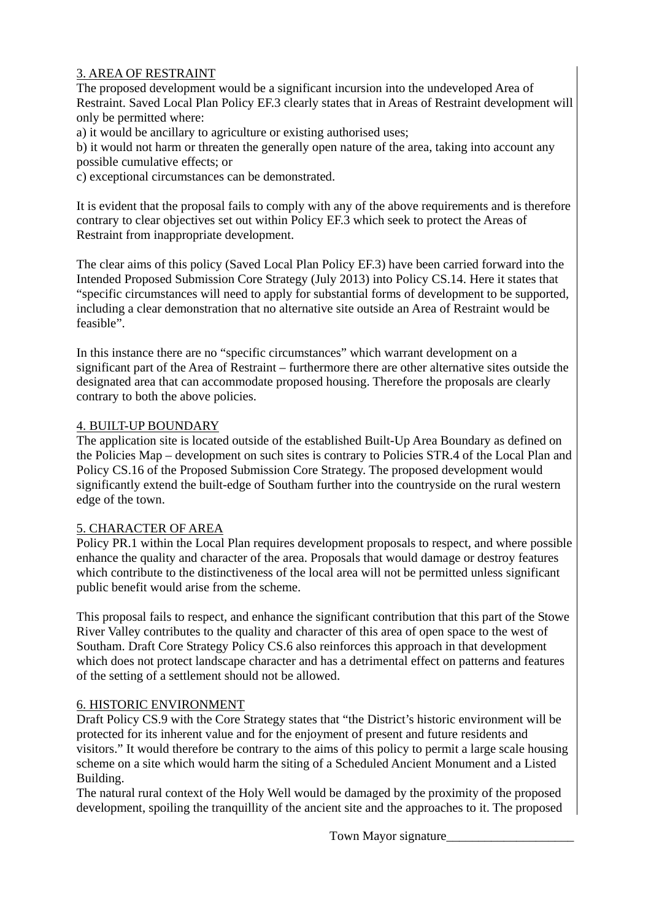3. AREA OF RESTRAINT

The proposed development would be a significant incursion into the undeveloped Area of Restraint. Saved Local Plan Policy EF.3 clearly states that in Areas of Restraint development will only be permitted where:

a) it would be ancillary to agriculture or existing authorised uses;

b) it would not harm or threaten the generally open nature of the area, taking into account any possible cumulative effects; or

c) exceptional circumstances can be demonstrated.

It is evident that the proposal fails to comply with any of the above requirements and is therefore contrary to clear objectives set out within Policy EF.3 which seek to protect the Areas of Restraint from inappropriate development.

The clear aims of this policy (Saved Local Plan Policy EF.3) have been carried forward into the Intended Proposed Submission Core Strategy (July 2013) into Policy CS.14. Here it states that "specific circumstances will need to apply for substantial forms of development to be supported, including a clear demonstration that no alternative site outside an Area of Restraint would be feasible".

In this instance there are no "specific circumstances" which warrant development on a significant part of the Area of Restraint – furthermore there are other alternative sites outside the designated area that can accommodate proposed housing. Therefore the proposals are clearly contrary to both the above policies.

4. BUILT-UP BOUNDARY

The application site is located outside of the established Built-Up Area Boundary as defined on the Policies Map – development on such sites is contrary to Policies STR.4 of the Local Plan and Policy CS.16 of the Proposed Submission Core Strategy. The proposed development would significantly extend the built-edge of Southam further into the countryside on the rural western edge of the town.

5. CHARACTER OF AREA

Policy PR.1 within the Local Plan requires development proposals to respect, and where possible enhance the quality and character of the area. Proposals that would damage or destroy features which contribute to the distinctiveness of the local area will not be permitted unless significant public benefit would arise from the scheme.

This proposal fails to respect, and enhance the significant contribution that this part of the Stowe River Valley contributes to the quality and character of this area of open space to the west of Southam. Draft Core Strategy Policy CS.6 also reinforces this approach in that development which does not protect landscape character and has a detrimental effect on patterns and features of the setting of a settlement should not be allowed.

6. HISTORIC ENVIRONMENT

Draft Policy CS.9 with the Core Strategy states that "the District's historic environment will be protected for its inherent value and for the enjoyment of present and future residents and visitors." It would therefore be contrary to the aims of this policy to permit a large scale housing scheme on a site which would harm the siting of a Scheduled Ancient Monument and a Listed Building.

The natural rural context of the Holy Well would be damaged by the proximity of the proposed development, spoiling the tranquillity of the ancient site and the approaches to it. The proposed

Town Mayor signature____________________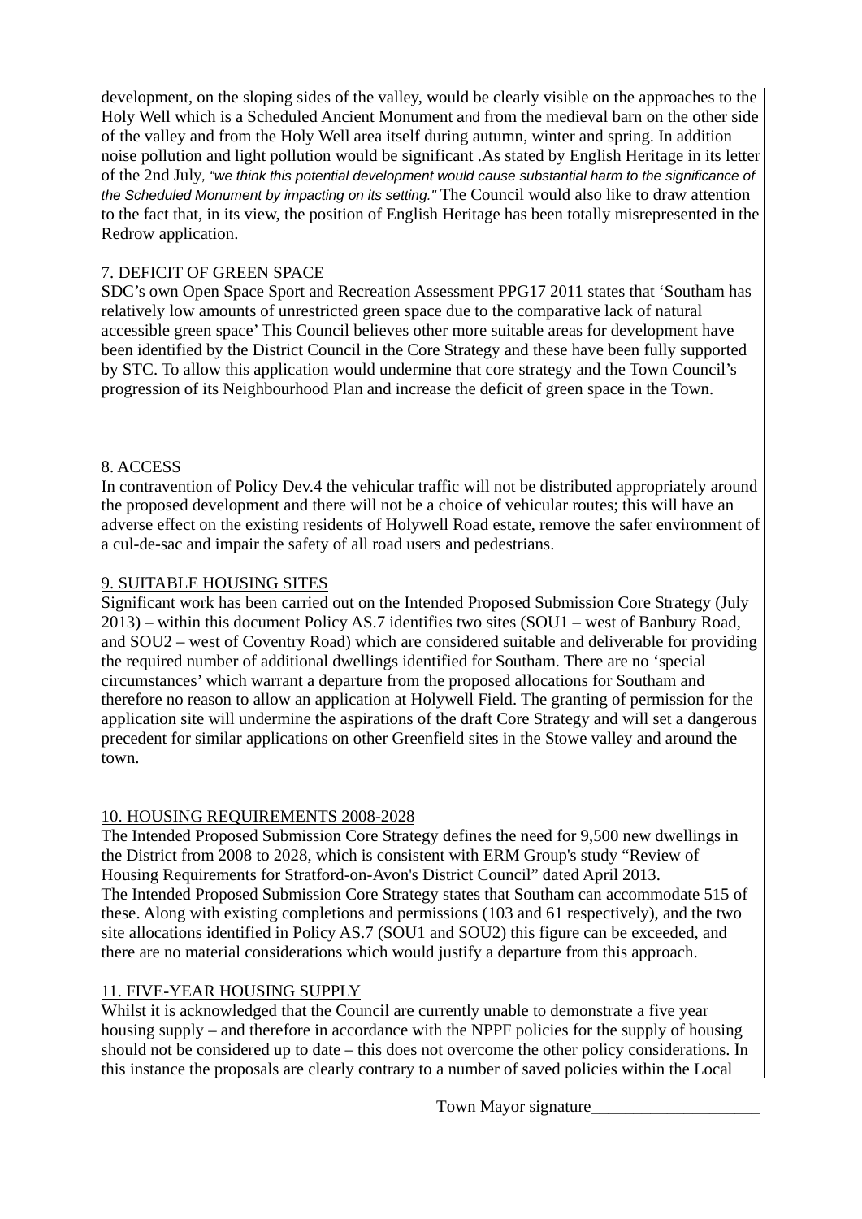development, on the sloping sides of the valley, would be clearly visible on the approaches to the Holy Well which is a Scheduled Ancient Monument and from the medieval barn on the other side of the valley and from the Holy Well area itself during autumn, winter and spring. In addition noise pollution and light pollution would be significant .As stated by English Heritage in its letter of the 2nd July, *"we think this potential development would cause substantial harm to the significance of the Scheduled Monument by impacting on its setting."* The Council would also like to draw attention to the fact that, in its view, the position of English Heritage has been totally misrepresented in the Redrow application.

7. DEFICIT OF GREEN SPACE

SDC's own Open Space Sport and Recreation Assessment PPG17 2011 states that 'Southam has relatively low amounts of unrestricted green space due to the comparative lack of natural accessible green space' This Council believes other more suitable areas for development have been identified by the District Council in the Core Strategy and these have been fully supported by STC. To allow this application would undermine that core strategy and the Town Council's progression of its Neighbourhood Plan and increase the deficit of green space in the Town.

8. ACCESS

In contravention of Policy Dev.4 the vehicular traffic will not be distributed appropriately around the proposed development and there will not be a choice of vehicular routes; this will have an adverse effect on the existing residents of Holywell Road estate, remove the safer environment of a cul-de-sac and impair the safety of all road users and pedestrians.

9. SUITABLE HOUSING SITES

Significant work has been carried out on the Intended Proposed Submission Core Strategy (July 2013) – within this document Policy AS.7 identifies two sites (SOU1 – west of Banbury Road, and SOU2 – west of Coventry Road) which are considered suitable and deliverable for providing the required number of additional dwellings identified for Southam. There are no 'special circumstances' which warrant a departure from the proposed allocations for Southam and therefore no reason to allow an application at Holywell Field. The granting of permission for the application site will undermine the aspirations of the draft Core Strategy and will set a dangerous precedent for similar applications on other Greenfield sites in the Stowe valley and around the town.

10. HOUSING REQUIREMENTS 2008-2028

The Intended Proposed Submission Core Strategy defines the need for 9,500 new dwellings in the District from 2008 to 2028, which is consistent with ERM Group's study "Review of Housing Requirements for Stratford-on-Avon's District Council" dated April 2013.
The Intended Proposed Submission Core Strategy states that Southam can accommodate 515 of these. Along with existing completions and permissions (103 and 61 respectively), and the two site allocations identified in Policy AS.7 (SOU1 and SOU2) this figure can be exceeded, and there are no material considerations which would justify a departure from this approach.

11. FIVE-YEAR HOUSING SUPPLY

Whilst it is acknowledged that the Council are currently unable to demonstrate a five year housing supply – and therefore in accordance with the NPPF policies for the supply of housing should not be considered up to date – this does not overcome the other policy considerations. In this instance the proposals are clearly contrary to a number of saved policies within the Local

Town Mayor signature____________________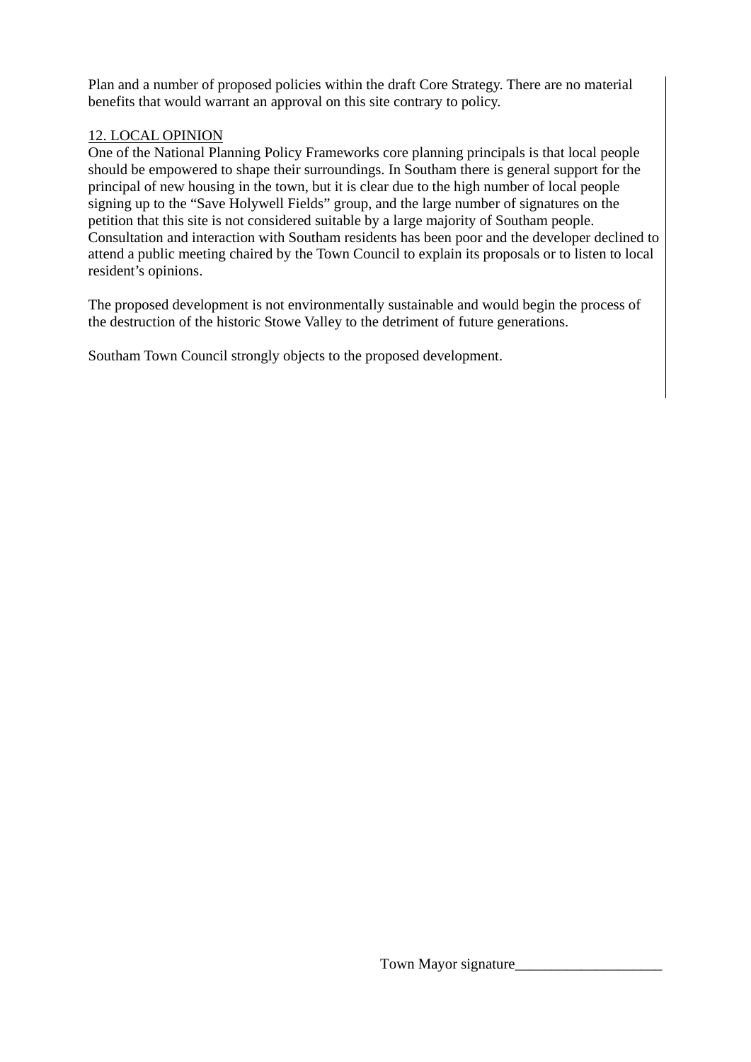Plan and a number of proposed policies within the draft Core Strategy. There are no material benefits that would warrant an approval on this site contrary to policy.

### 12. LOCAL OPINION

One of the National Planning Policy Frameworks core planning principals is that local people should be empowered to shape their surroundings. In Southam there is general support for the principal of new housing in the town, but it is clear due to the high number of local people signing up to the "Save Holywell Fields" group, and the large number of signatures on the petition that this site is not considered suitable by a large majority of Southam people. Consultation and interaction with Southam residents has been poor and the developer declined to attend a public meeting chaired by the Town Council to explain its proposals or to listen to local resident's opinions.

The proposed development is not environmentally sustainable and would begin the process of the destruction of the historic Stowe Valley to the detriment of future generations.

Southam Town Council strongly objects to the proposed development.

Town Mayor signature____________________